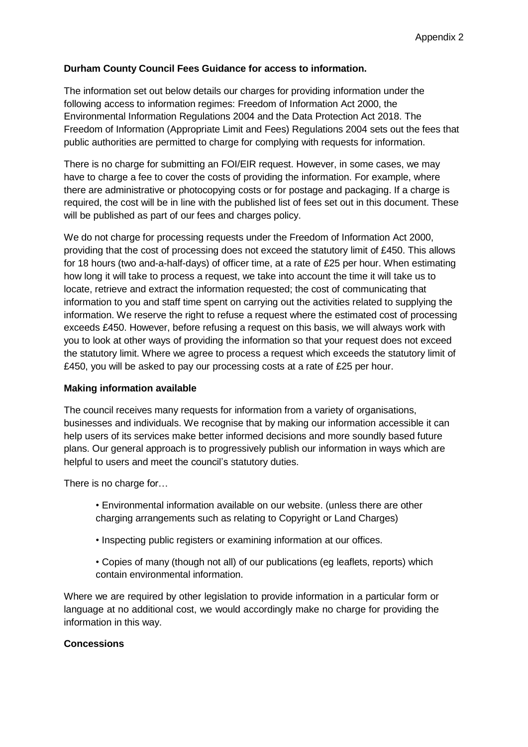Appendix 2

**Durham County Council Fees Guidance for access to information.**

The information set out below details our charges for providing information under the following access to information regimes: Freedom of Information Act 2000, the Environmental Information Regulations 2004 and the Data Protection Act 2018. The Freedom of Information (Appropriate Limit and Fees) Regulations 2004 sets out the fees that public authorities are permitted to charge for complying with requests for information.

There is no charge for submitting an FOI/EIR request. However, in some cases, we may have to charge a fee to cover the costs of providing the information. For example, where there are administrative or photocopying costs or for postage and packaging. If a charge is required, the cost will be in line with the published list of fees set out in this document. These will be published as part of our fees and charges policy.

We do not charge for processing requests under the Freedom of Information Act 2000, providing that the cost of processing does not exceed the statutory limit of £450. This allows for 18 hours (two and-a-half-days) of officer time, at a rate of £25 per hour. When estimating how long it will take to process a request, we take into account the time it will take us to locate, retrieve and extract the information requested; the cost of communicating that information to you and staff time spent on carrying out the activities related to supplying the information. We reserve the right to refuse a request where the estimated cost of processing exceeds £450. However, before refusing a request on this basis, we will always work with you to look at other ways of providing the information so that your request does not exceed the statutory limit. Where we agree to process a request which exceeds the statutory limit of £450, you will be asked to pay our processing costs at a rate of £25 per hour.

**Making information available**

The council receives many requests for information from a variety of organisations, businesses and individuals. We recognise that by making our information accessible it can help users of its services make better informed decisions and more soundly based future plans. Our general approach is to progressively publish our information in ways which are helpful to users and meet the council's statutory duties.

There is no charge for…

- Environmental information available on our website. (unless there are other charging arrangements such as relating to Copyright or Land Charges)
- Inspecting public registers or examining information at our offices.
- Copies of many (though not all) of our publications (eg leaflets, reports) which contain environmental information.

Where we are required by other legislation to provide information in a particular form or language at no additional cost, we would accordingly make no charge for providing the information in this way.

**Concessions**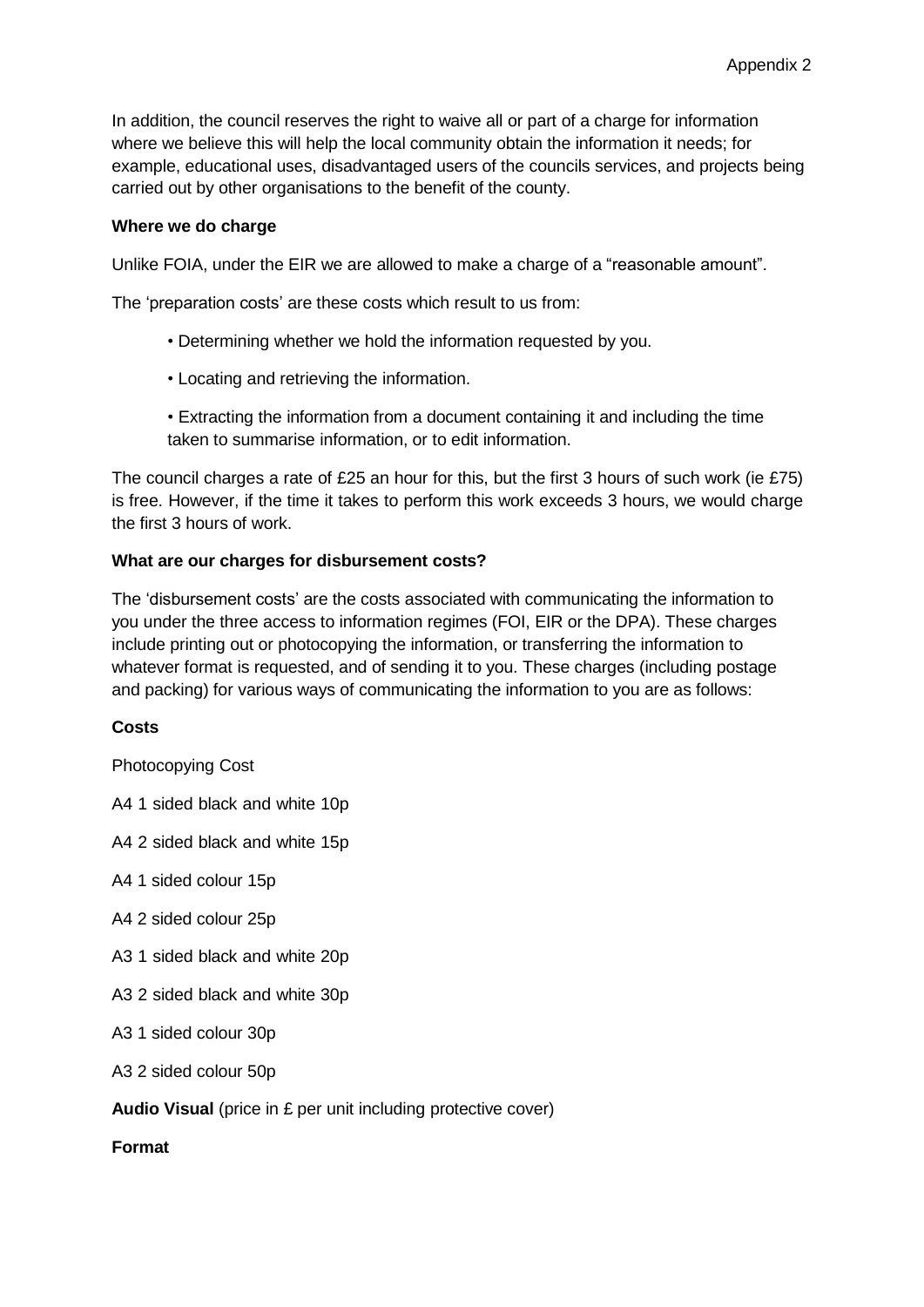In addition, the council reserves the right to waive all or part of a charge for information where we believe this will help the local community obtain the information it needs; for example, educational uses, disadvantaged users of the councils services, and projects being carried out by other organisations to the benefit of the county.

**Where we do charge**

Unlike FOIA, under the EIR we are allowed to make a charge of a "reasonable amount".

The 'preparation costs' are these costs which result to us from:

- Determining whether we hold the information requested by you.
- Locating and retrieving the information.
- Extracting the information from a document containing it and including the time taken to summarise information, or to edit information.

The council charges a rate of £25 an hour for this, but the first 3 hours of such work (ie £75) is free. However, if the time it takes to perform this work exceeds 3 hours, we would charge the first 3 hours of work.

**What are our charges for disbursement costs?**

The 'disbursement costs' are the costs associated with communicating the information to you under the three access to information regimes (FOI, EIR or the DPA). These charges include printing out or photocopying the information, or transferring the information to whatever format is requested, and of sending it to you. These charges (including postage and packing) for various ways of communicating the information to you are as follows:

**Costs**

Photocopying Cost

A4 1 sided black and white 10p

A4 2 sided black and white 15p

A4 1 sided colour 15p

A4 2 sided colour 25p

A3 1 sided black and white 20p

A3 2 sided black and white 30p

A3 1 sided colour 30p

A3 2 sided colour 50p

**Audio Visual** (price in £ per unit including protective cover)

**Format**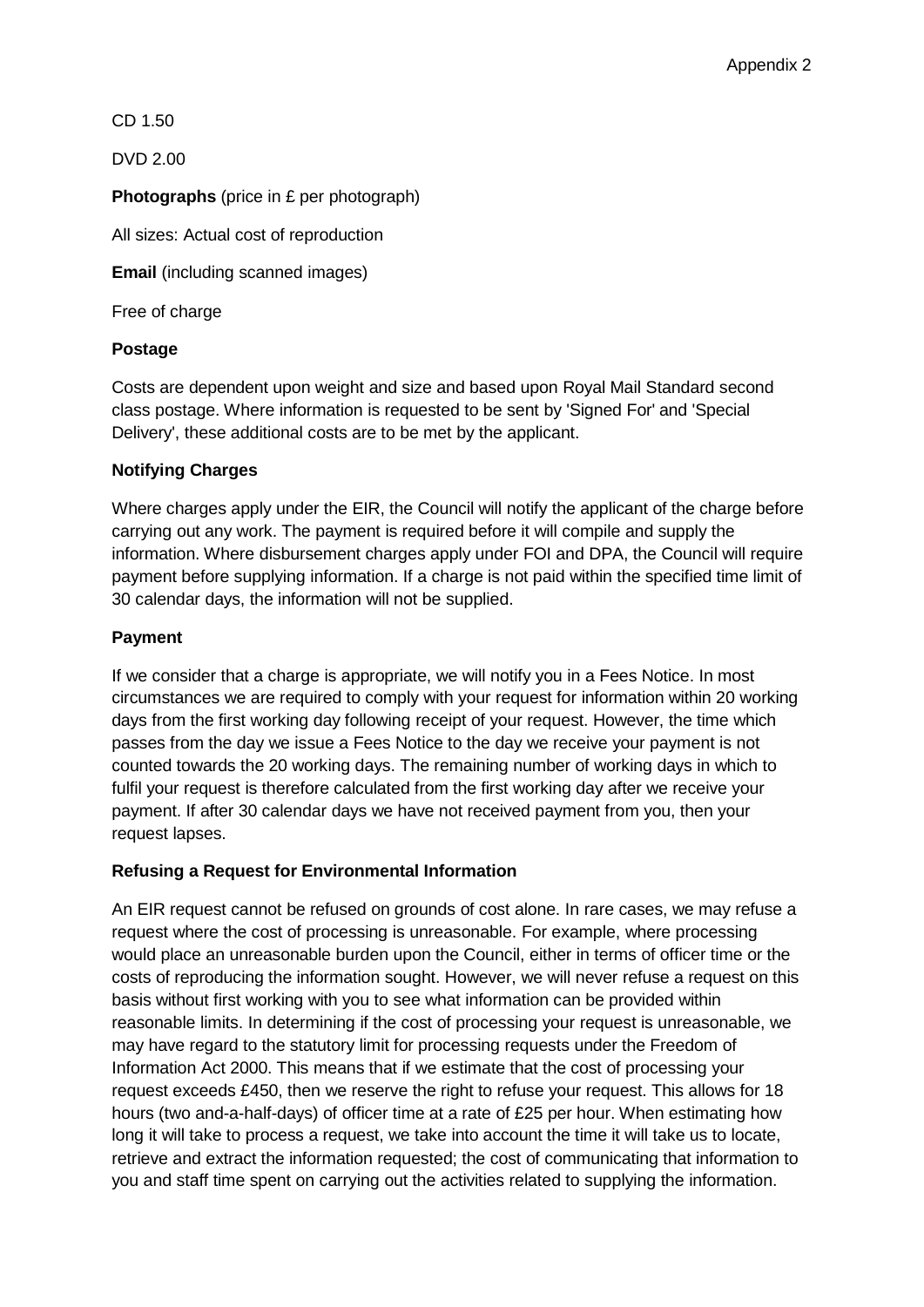CD 1.50

DVD 2.00

**Photographs** (price in £ per photograph)

All sizes: Actual cost of reproduction

**Email** (including scanned images)

Free of charge

**Postage**

Costs are dependent upon weight and size and based upon Royal Mail Standard second class postage. Where information is requested to be sent by 'Signed For' and 'Special Delivery', these additional costs are to be met by the applicant.

**Notifying Charges**

Where charges apply under the EIR, the Council will notify the applicant of the charge before carrying out any work. The payment is required before it will compile and supply the information. Where disbursement charges apply under FOI and DPA, the Council will require payment before supplying information. If a charge is not paid within the specified time limit of 30 calendar days, the information will not be supplied.

**Payment**

If we consider that a charge is appropriate, we will notify you in a Fees Notice. In most circumstances we are required to comply with your request for information within 20 working days from the first working day following receipt of your request. However, the time which passes from the day we issue a Fees Notice to the day we receive your payment is not counted towards the 20 working days. The remaining number of working days in which to fulfil your request is therefore calculated from the first working day after we receive your payment. If after 30 calendar days we have not received payment from you, then your request lapses.

**Refusing a Request for Environmental Information**

An EIR request cannot be refused on grounds of cost alone. In rare cases, we may refuse a request where the cost of processing is unreasonable. For example, where processing would place an unreasonable burden upon the Council, either in terms of officer time or the costs of reproducing the information sought. However, we will never refuse a request on this basis without first working with you to see what information can be provided within reasonable limits. In determining if the cost of processing your request is unreasonable, we may have regard to the statutory limit for processing requests under the Freedom of Information Act 2000. This means that if we estimate that the cost of processing your request exceeds £450, then we reserve the right to refuse your request. This allows for 18 hours (two and-a-half-days) of officer time at a rate of £25 per hour. When estimating how long it will take to process a request, we take into account the time it will take us to locate, retrieve and extract the information requested; the cost of communicating that information to you and staff time spent on carrying out the activities related to supplying the information.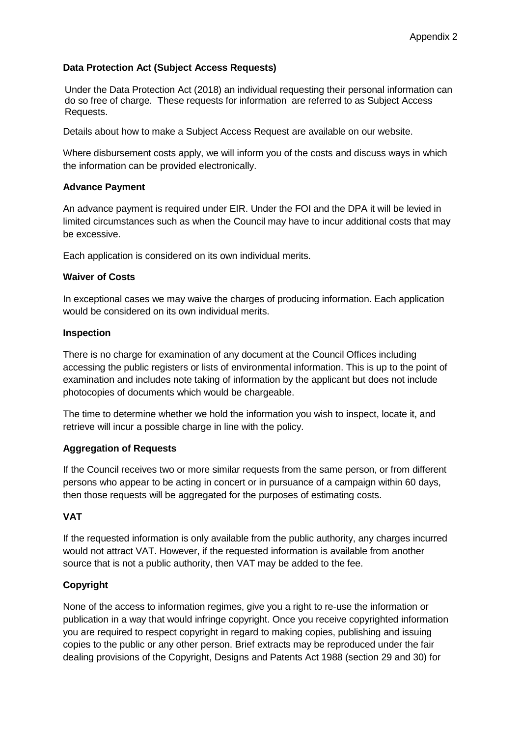Appendix 2

**Data Protection Act (Subject Access Requests)**

Under the Data Protection Act (2018) an individual requesting their personal information can do so free of charge. These requests for information are referred to as Subject Access Requests.

Details about how to make a Subject Access Request are available on our website.

Where disbursement costs apply, we will inform you of the costs and discuss ways in which the information can be provided electronically.

**Advance Payment**

An advance payment is required under EIR. Under the FOI and the DPA it will be levied in limited circumstances such as when the Council may have to incur additional costs that may be excessive.

Each application is considered on its own individual merits.

**Waiver of Costs**

In exceptional cases we may waive the charges of producing information. Each application would be considered on its own individual merits.

**Inspection**

There is no charge for examination of any document at the Council Offices including accessing the public registers or lists of environmental information. This is up to the point of examination and includes note taking of information by the applicant but does not include photocopies of documents which would be chargeable.

The time to determine whether we hold the information you wish to inspect, locate it, and retrieve will incur a possible charge in line with the policy.

**Aggregation of Requests**

If the Council receives two or more similar requests from the same person, or from different persons who appear to be acting in concert or in pursuance of a campaign within 60 days, then those requests will be aggregated for the purposes of estimating costs.

**VAT**

If the requested information is only available from the public authority, any charges incurred would not attract VAT. However, if the requested information is available from another source that is not a public authority, then VAT may be added to the fee.

**Copyright**

None of the access to information regimes, give you a right to re-use the information or publication in a way that would infringe copyright. Once you receive copyrighted information you are required to respect copyright in regard to making copies, publishing and issuing copies to the public or any other person. Brief extracts may be reproduced under the fair dealing provisions of the Copyright, Designs and Patents Act 1988 (section 29 and 30) for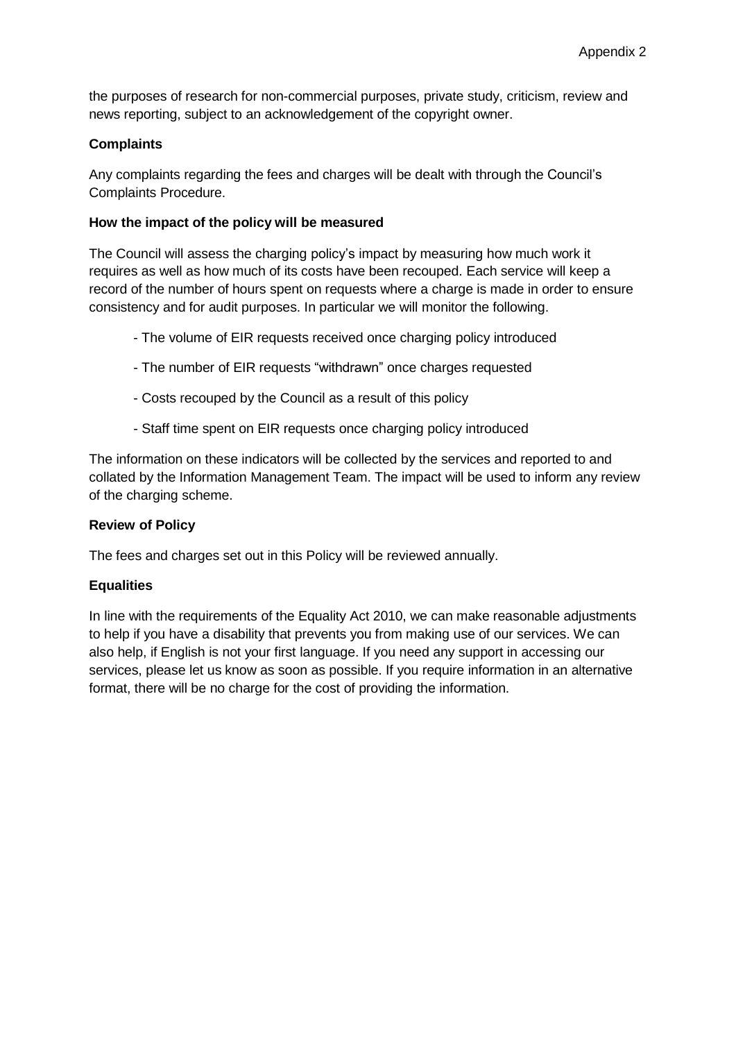the purposes of research for non-commercial purposes, private study, criticism, review and news reporting, subject to an acknowledgement of the copyright owner.

**Complaints**

Any complaints regarding the fees and charges will be dealt with through the Council's Complaints Procedure.

**How the impact of the policy will be measured**

The Council will assess the charging policy's impact by measuring how much work it requires as well as how much of its costs have been recouped. Each service will keep a record of the number of hours spent on requests where a charge is made in order to ensure consistency and for audit purposes. In particular we will monitor the following.

- The volume of EIR requests received once charging policy introduced
- The number of EIR requests "withdrawn" once charges requested
- Costs recouped by the Council as a result of this policy
- Staff time spent on EIR requests once charging policy introduced

The information on these indicators will be collected by the services and reported to and collated by the Information Management Team. The impact will be used to inform any review of the charging scheme.

**Review of Policy**

The fees and charges set out in this Policy will be reviewed annually.

**Equalities**

In line with the requirements of the Equality Act 2010, we can make reasonable adjustments to help if you have a disability that prevents you from making use of our services. We can also help, if English is not your first language. If you need any support in accessing our services, please let us know as soon as possible. If you require information in an alternative format, there will be no charge for the cost of providing the information.